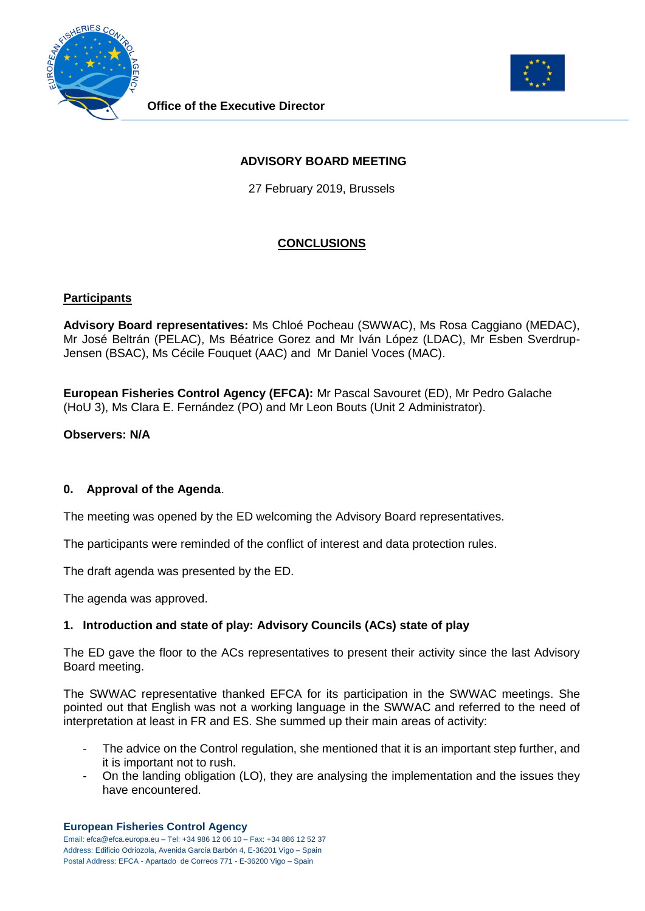Office of the Executive Director

**ADVISORY BOARD MEETING**

27 February 2019, Brussels

## CONCLUSIONS

### Participants

**Advisory Board representatives:** Ms Chloé Pocheau (SWWAC), Ms Rosa Caggiano (MEDAC), Mr José Beltrán (PELAC), Ms Béatrice Gorez and Mr Iván López (LDAC), Mr Esben Sverdrup-Jensen (BSAC), Ms Cécile Fouquet (AAC) and Mr Daniel Voces (MAC).

**European Fisheries Control Agency (EFCA):** Mr Pascal Savouret (ED), Mr Pedro Galache (HoU 3), Ms Clara E. Fernández (PO) and Mr Leon Bouts (Unit 2 Administrator).

**Observers: N/A**

### 0. Approval of the Agenda.

The meeting was opened by the ED welcoming the Advisory Board representatives.

The participants were reminded of the conflict of interest and data protection rules.

The draft agenda was presented by the ED.

The agenda was approved.

### 1. Introduction and state of play: Advisory Councils (ACs) state of play

The ED gave the floor to the ACs representatives to present their activity since the last Advisory Board meeting.

The SWWAC representative thanked EFCA for its participation in the SWWAC meetings. She pointed out that English was not a working language in the SWWAC and referred to the need of interpretation at least in FR and ES. She summed up their main areas of activity:

- The advice on the Control regulation, she mentioned that it is an important step further, and it is important not to rush.
- On the landing obligation (LO), they are analysing the implementation and the issues they have encountered.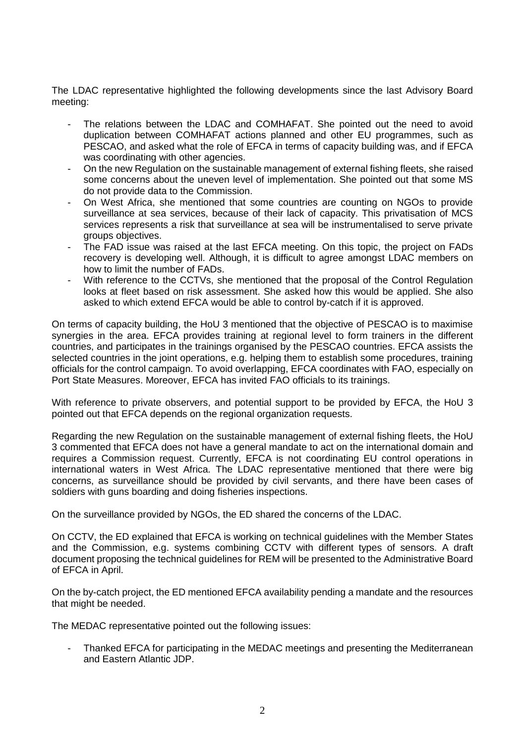The LDAC representative highlighted the following developments since the last Advisory Board meeting:

- The relations between the LDAC and COMHAFAT. She pointed out the need to avoid duplication between COMHAFAT actions planned and other EU programmes, such as PESCAO, and asked what the role of EFCA in terms of capacity building was, and if EFCA was coordinating with other agencies.
- On the new Regulation on the sustainable management of external fishing fleets, she raised some concerns about the uneven level of implementation. She pointed out that some MS do not provide data to the Commission.
- On West Africa, she mentioned that some countries are counting on NGOs to provide surveillance at sea services, because of their lack of capacity. This privatisation of MCS services represents a risk that surveillance at sea will be instrumentalised to serve private groups objectives.
- The FAD issue was raised at the last EFCA meeting. On this topic, the project on FADs recovery is developing well. Although, it is difficult to agree amongst LDAC members on how to limit the number of FADs.
- With reference to the CCTVs, she mentioned that the proposal of the Control Regulation looks at fleet based on risk assessment. She asked how this would be applied. She also asked to which extend EFCA would be able to control by-catch if it is approved.

On terms of capacity building, the HoU 3 mentioned that the objective of PESCAO is to maximise synergies in the area. EFCA provides training at regional level to form trainers in the different countries, and participates in the trainings organised by the PESCAO countries. EFCA assists the selected countries in the joint operations, e.g. helping them to establish some procedures, training officials for the control campaign. To avoid overlapping, EFCA coordinates with FAO, especially on Port State Measures. Moreover, EFCA has invited FAO officials to its trainings.

With reference to private observers, and potential support to be provided by EFCA, the HoU 3 pointed out that EFCA depends on the regional organization requests.

Regarding the new Regulation on the sustainable management of external fishing fleets, the HoU 3 commented that EFCA does not have a general mandate to act on the international domain and requires a Commission request. Currently, EFCA is not coordinating EU control operations in international waters in West Africa. The LDAC representative mentioned that there were big concerns, as surveillance should be provided by civil servants, and there have been cases of soldiers with guns boarding and doing fisheries inspections.

On the surveillance provided by NGOs, the ED shared the concerns of the LDAC.

On CCTV, the ED explained that EFCA is working on technical guidelines with the Member States and the Commission, e.g. systems combining CCTV with different types of sensors. A draft document proposing the technical guidelines for REM will be presented to the Administrative Board of EFCA in April.

On the by-catch project, the ED mentioned EFCA availability pending a mandate and the resources that might be needed.

The MEDAC representative pointed out the following issues:

- Thanked EFCA for participating in the MEDAC meetings and presenting the Mediterranean and Eastern Atlantic JDP.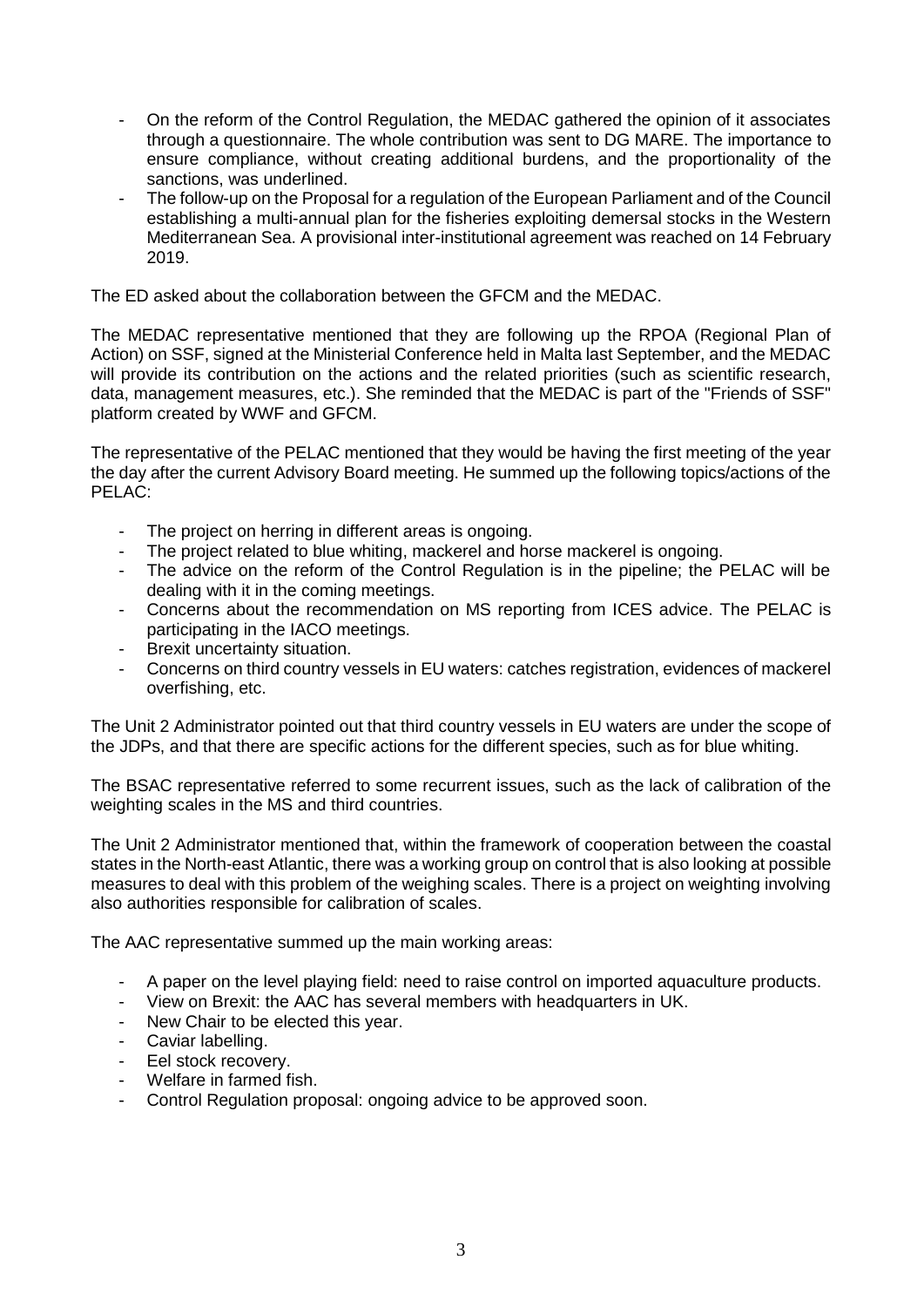- On the reform of the Control Regulation, the MEDAC gathered the opinion of it associates through a questionnaire. The whole contribution was sent to DG MARE. The importance to ensure compliance, without creating additional burdens, and the proportionality of the sanctions, was underlined.
- The follow-up on the Proposal for a regulation of the European Parliament and of the Council establishing a multi-annual plan for the fisheries exploiting demersal stocks in the Western Mediterranean Sea. A provisional inter-institutional agreement was reached on 14 February 2019.

The ED asked about the collaboration between the GFCM and the MEDAC.

The MEDAC representative mentioned that they are following up the RPOA (Regional Plan of Action) on SSF, signed at the Ministerial Conference held in Malta last September, and the MEDAC will provide its contribution on the actions and the related priorities (such as scientific research, data, management measures, etc.). She reminded that the MEDAC is part of the "Friends of SSF" platform created by WWF and GFCM.

The representative of the PELAC mentioned that they would be having the first meeting of the year the day after the current Advisory Board meeting. He summed up the following topics/actions of the PELAC:

- The project on herring in different areas is ongoing.
- The project related to blue whiting, mackerel and horse mackerel is ongoing.
- The advice on the reform of the Control Regulation is in the pipeline; the PELAC will be dealing with it in the coming meetings.
- Concerns about the recommendation on MS reporting from ICES advice. The PELAC is participating in the IACO meetings.
- Brexit uncertainty situation.
- Concerns on third country vessels in EU waters: catches registration, evidences of mackerel overfishing, etc.

The Unit 2 Administrator pointed out that third country vessels in EU waters are under the scope of the JDPs, and that there are specific actions for the different species, such as for blue whiting.

The BSAC representative referred to some recurrent issues, such as the lack of calibration of the weighting scales in the MS and third countries.

The Unit 2 Administrator mentioned that, within the framework of cooperation between the coastal states in the North-east Atlantic, there was a working group on control that is also looking at possible measures to deal with this problem of the weighing scales. There is a project on weighting involving also authorities responsible for calibration of scales.

The AAC representative summed up the main working areas:

- A paper on the level playing field: need to raise control on imported aquaculture products.
- View on Brexit: the AAC has several members with headquarters in UK.
- New Chair to be elected this year.
- Caviar labelling.
- Eel stock recovery.
- Welfare in farmed fish.
- Control Regulation proposal: ongoing advice to be approved soon.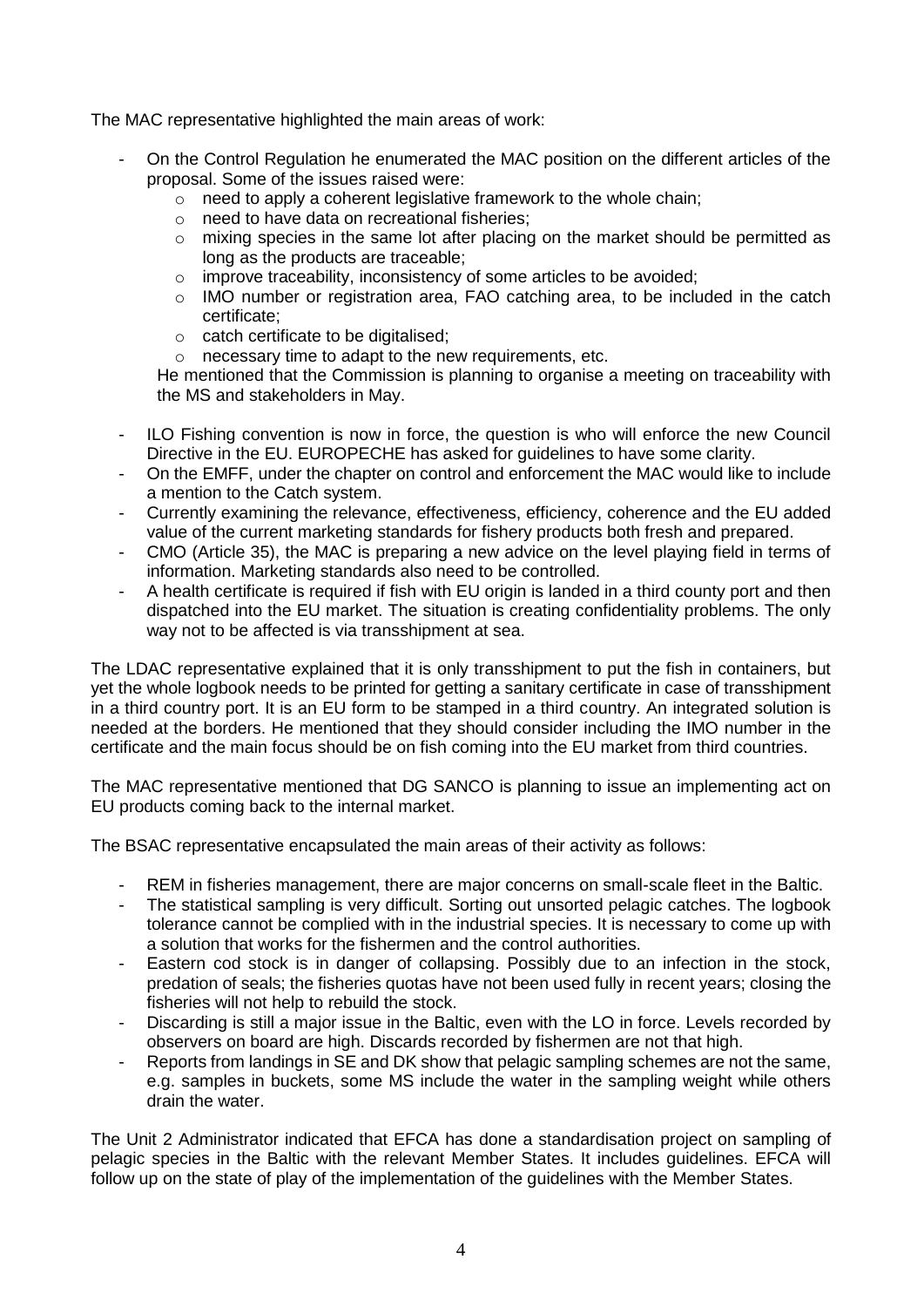The MAC representative highlighted the main areas of work:

- On the Control Regulation he enumerated the MAC position on the different articles of the proposal. Some of the issues raised were:
  - need to apply a coherent legislative framework to the whole chain;
  - need to have data on recreational fisheries;
  - mixing species in the same lot after placing on the market should be permitted as long as the products are traceable;
  - improve traceability, inconsistency of some articles to be avoided;
  - IMO number or registration area, FAO catching area, to be included in the catch certificate;
  - catch certificate to be digitalised;
  - necessary time to adapt to the new requirements, etc.

  He mentioned that the Commission is planning to organise a meeting on traceability with the MS and stakeholders in May.
- ILO Fishing convention is now in force, the question is who will enforce the new Council Directive in the EU. EUROPECHE has asked for guidelines to have some clarity.
- On the EMFF, under the chapter on control and enforcement the MAC would like to include a mention to the Catch system.
- Currently examining the relevance, effectiveness, efficiency, coherence and the EU added value of the current marketing standards for fishery products both fresh and prepared.
- CMO (Article 35), the MAC is preparing a new advice on the level playing field in terms of information. Marketing standards also need to be controlled.
- A health certificate is required if fish with EU origin is landed in a third county port and then dispatched into the EU market. The situation is creating confidentiality problems. The only way not to be affected is via transshipment at sea.

The LDAC representative explained that it is only transshipment to put the fish in containers, but yet the whole logbook needs to be printed for getting a sanitary certificate in case of transshipment in a third country port. It is an EU form to be stamped in a third country. An integrated solution is needed at the borders. He mentioned that they should consider including the IMO number in the certificate and the main focus should be on fish coming into the EU market from third countries.

The MAC representative mentioned that DG SANCO is planning to issue an implementing act on EU products coming back to the internal market.

The BSAC representative encapsulated the main areas of their activity as follows:

- REM in fisheries management, there are major concerns on small-scale fleet in the Baltic.
- The statistical sampling is very difficult. Sorting out unsorted pelagic catches. The logbook tolerance cannot be complied with in the industrial species. It is necessary to come up with a solution that works for the fishermen and the control authorities.
- Eastern cod stock is in danger of collapsing. Possibly due to an infection in the stock, predation of seals; the fisheries quotas have not been used fully in recent years; closing the fisheries will not help to rebuild the stock.
- Discarding is still a major issue in the Baltic, even with the LO in force. Levels recorded by observers on board are high. Discards recorded by fishermen are not that high.
- Reports from landings in SE and DK show that pelagic sampling schemes are not the same, e.g. samples in buckets, some MS include the water in the sampling weight while others drain the water.

The Unit 2 Administrator indicated that EFCA has done a standardisation project on sampling of pelagic species in the Baltic with the relevant Member States. It includes guidelines. EFCA will follow up on the state of play of the implementation of the guidelines with the Member States.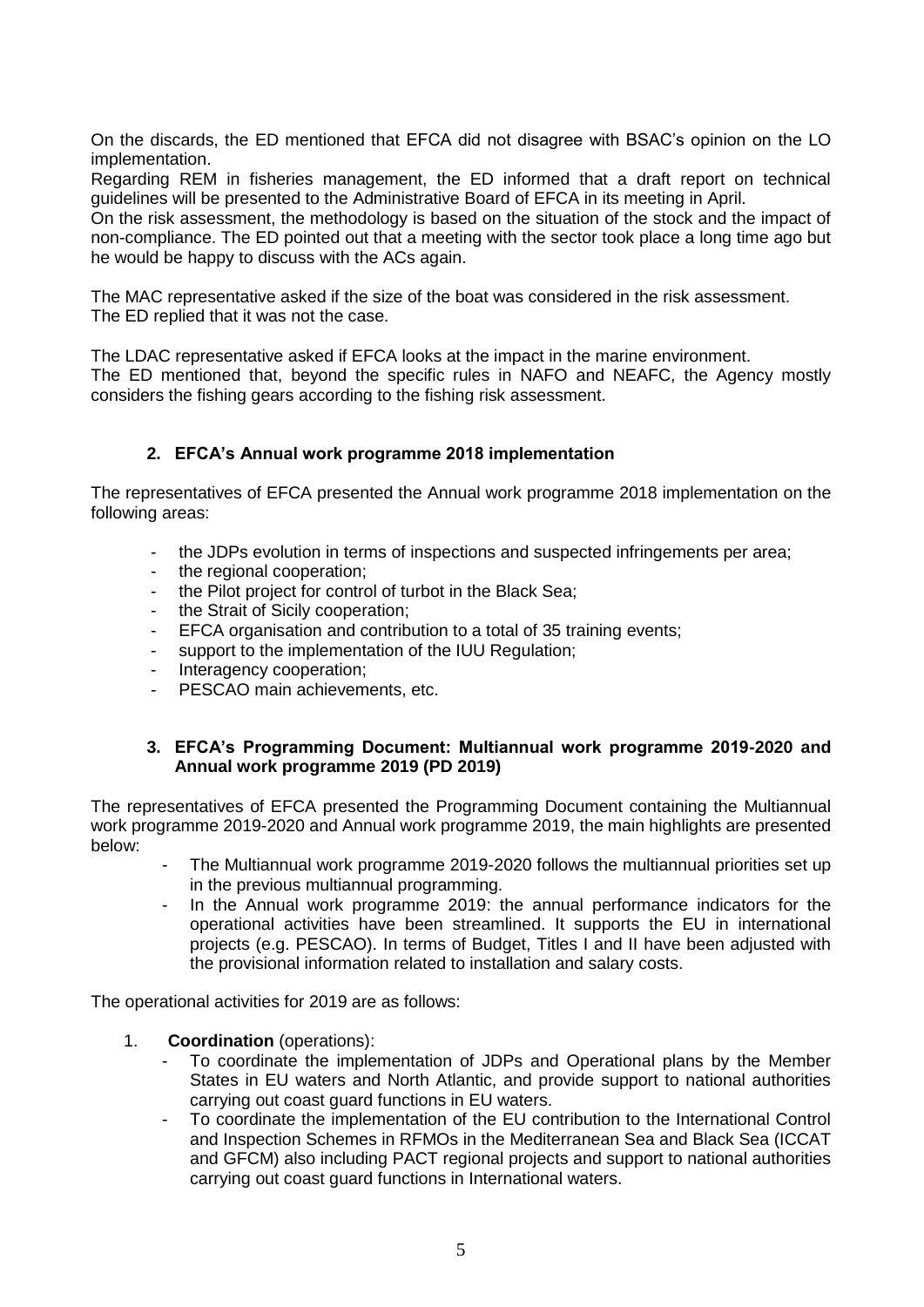On the discards, the ED mentioned that EFCA did not disagree with BSAC's opinion on the LO implementation.
Regarding REM in fisheries management, the ED informed that a draft report on technical guidelines will be presented to the Administrative Board of EFCA in its meeting in April.
On the risk assessment, the methodology is based on the situation of the stock and the impact of non-compliance. The ED pointed out that a meeting with the sector took place a long time ago but he would be happy to discuss with the ACs again.

The MAC representative asked if the size of the boat was considered in the risk assessment.
The ED replied that it was not the case.

The LDAC representative asked if EFCA looks at the impact in the marine environment.
The ED mentioned that, beyond the specific rules in NAFO and NEAFC, the Agency mostly considers the fishing gears according to the fishing risk assessment.

## 2. EFCA's Annual work programme 2018 implementation

The representatives of EFCA presented the Annual work programme 2018 implementation on the following areas:

- the JDPs evolution in terms of inspections and suspected infringements per area;
- the regional cooperation;
- the Pilot project for control of turbot in the Black Sea;
- the Strait of Sicily cooperation;
- EFCA organisation and contribution to a total of 35 training events;
- support to the implementation of the IUU Regulation;
- Interagency cooperation;
- PESCAO main achievements, etc.

## 3. EFCA's Programming Document: Multiannual work programme 2019-2020 and Annual work programme 2019 (PD 2019)

The representatives of EFCA presented the Programming Document containing the Multiannual work programme 2019-2020 and Annual work programme 2019, the main highlights are presented below:

- The Multiannual work programme 2019-2020 follows the multiannual priorities set up in the previous multiannual programming.
- In the Annual work programme 2019: the annual performance indicators for the operational activities have been streamlined. It supports the EU in international projects (e.g. PESCAO). In terms of Budget, Titles I and II have been adjusted with the provisional information related to installation and salary costs.

The operational activities for 2019 are as follows:

1. **Coordination** (operations):
   - To coordinate the implementation of JDPs and Operational plans by the Member States in EU waters and North Atlantic, and provide support to national authorities carrying out coast guard functions in EU waters.
   - To coordinate the implementation of the EU contribution to the International Control and Inspection Schemes in RFMOs in the Mediterranean Sea and Black Sea (ICCAT and GFCM) also including PACT regional projects and support to national authorities carrying out coast guard functions in International waters.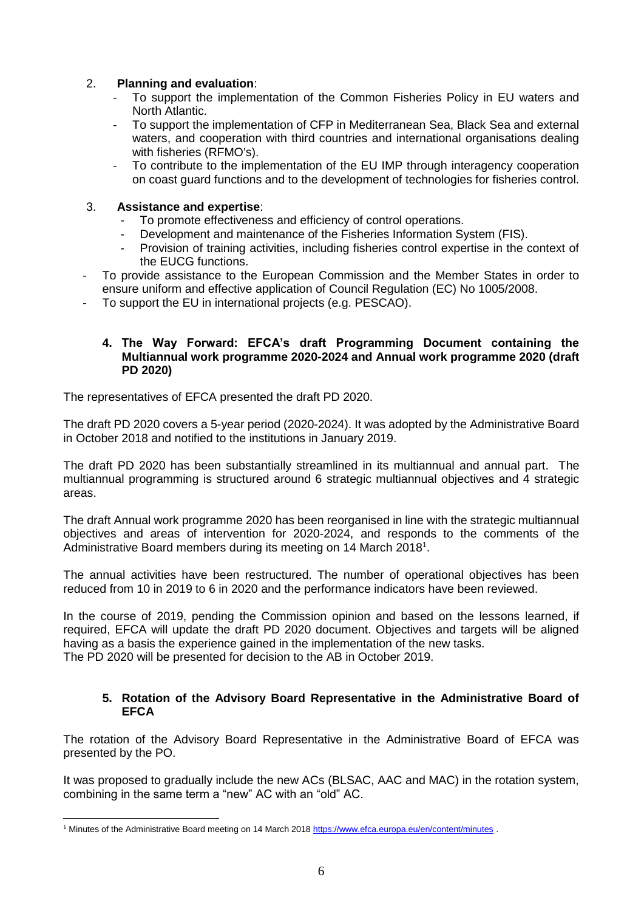2. **Planning and evaluation**:
   - To support the implementation of the Common Fisheries Policy in EU waters and North Atlantic.
   - To support the implementation of CFP in Mediterranean Sea, Black Sea and external waters, and cooperation with third countries and international organisations dealing with fisheries (RFMO's).
   - To contribute to the implementation of the EU IMP through interagency cooperation on coast guard functions and to the development of technologies for fisheries control.

3. **Assistance and expertise**:
   - To promote effectiveness and efficiency of control operations.
   - Development and maintenance of the Fisheries Information System (FIS).
   - Provision of training activities, including fisheries control expertise in the context of the EUCG functions.

- To provide assistance to the European Commission and the Member States in order to ensure uniform and effective application of Council Regulation (EC) No 1005/2008.
- To support the EU in international projects (e.g. PESCAO).

#### 4. The Way Forward: EFCA's draft Programming Document containing the Multiannual work programme 2020-2024 and Annual work programme 2020 (draft PD 2020)

The representatives of EFCA presented the draft PD 2020.

The draft PD 2020 covers a 5-year period (2020-2024). It was adopted by the Administrative Board in October 2018 and notified to the institutions in January 2019.

The draft PD 2020 has been substantially streamlined in its multiannual and annual part. The multiannual programming is structured around 6 strategic multiannual objectives and 4 strategic areas.

The draft Annual work programme 2020 has been reorganised in line with the strategic multiannual objectives and areas of intervention for 2020-2024, and responds to the comments of the Administrative Board members during its meeting on 14 March 2018[1].

The annual activities have been restructured. The number of operational objectives has been reduced from 10 in 2019 to 6 in 2020 and the performance indicators have been reviewed.

In the course of 2019, pending the Commission opinion and based on the lessons learned, if required, EFCA will update the draft PD 2020 document. Objectives and targets will be aligned having as a basis the experience gained in the implementation of the new tasks.
The PD 2020 will be presented for decision to the AB in October 2019.

#### 5. Rotation of the Advisory Board Representative in the Administrative Board of EFCA

The rotation of the Advisory Board Representative in the Administrative Board of EFCA was presented by the PO.

It was proposed to gradually include the new ACs (BLSAC, AAC and MAC) in the rotation system, combining in the same term a "new" AC with an "old" AC.

---

[1] Minutes of the Administrative Board meeting on 14 March 2018 https://www.efca.europa.eu/en/content/minutes .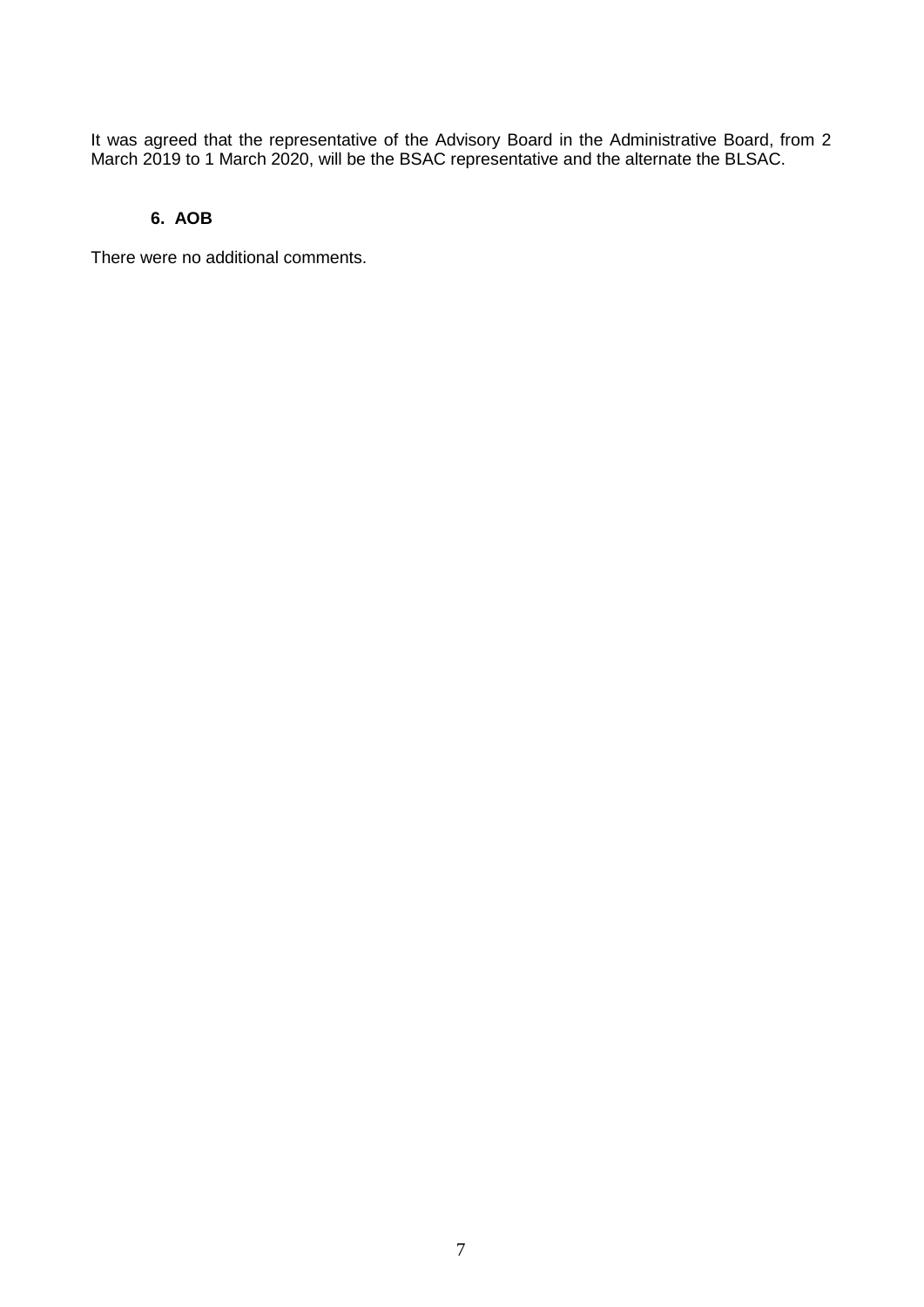It was agreed that the representative of the Advisory Board in the Administrative Board, from 2 March 2019 to 1 March 2020, will be the BSAC representative and the alternate the BLSAC.

## 6. AOB

There were no additional comments.